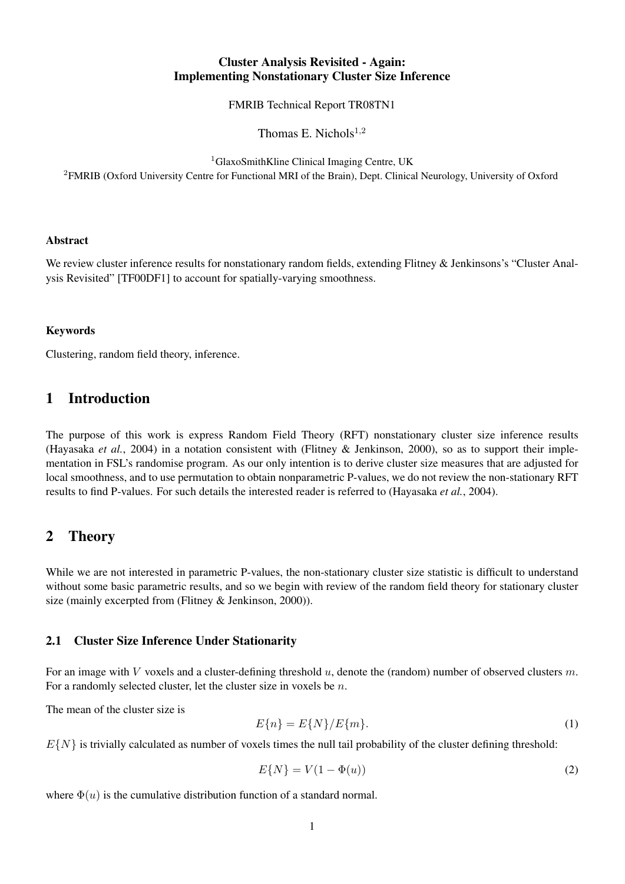# Cluster Analysis Revisited - Again: Implementing Nonstationary Cluster Size Inference

FMRIB Technical Report TR08TN1

Thomas E. Nichols[1,2]

[1]GlaxoSmithKline Clinical Imaging Centre, UK
[2]FMRIB (Oxford University Centre for Functional MRI of the Brain), Dept. Clinical Neurology, University of Oxford

### Abstract

We review cluster inference results for nonstationary random fields, extending Flitney & Jenkinsons's "Cluster Analysis Revisited" [TF00DF1] to account for spatially-varying smoothness.

### Keywords

Clustering, random field theory, inference.

## 1 Introduction

The purpose of this work is express Random Field Theory (RFT) nonstationary cluster size inference results (Hayasaka *et al.*, 2004) in a notation consistent with (Flitney & Jenkinson, 2000), so as to support their implementation in FSL's randomise program. As our only intention is to derive cluster size measures that are adjusted for local smoothness, and to use permutation to obtain nonparametric P-values, we do not review the non-stationary RFT results to find P-values. For such details the interested reader is referred to (Hayasaka *et al.*, 2004).

## 2 Theory

While we are not interested in parametric P-values, the non-stationary cluster size statistic is difficult to understand without some basic parametric results, and so we begin with review of the random field theory for stationary cluster size (mainly excerpted from (Flitney & Jenkinson, 2000)).

### 2.1 Cluster Size Inference Under Stationarity

For an image with $V$ voxels and a cluster-defining threshold $u$, denote the (random) number of observed clusters $m$. For a randomly selected cluster, let the cluster size in voxels be $n$.

The mean of the cluster size is

$$E\{n\} = E\{N\}/E\{m\}. \tag{1}$$

$E\{N\}$ is trivially calculated as number of voxels times the null tail probability of the cluster defining threshold:

$$E\{N\} = V(1 - \Phi(u)) \tag{2}$$

where $\Phi(u)$ is the cumulative distribution function of a standard normal.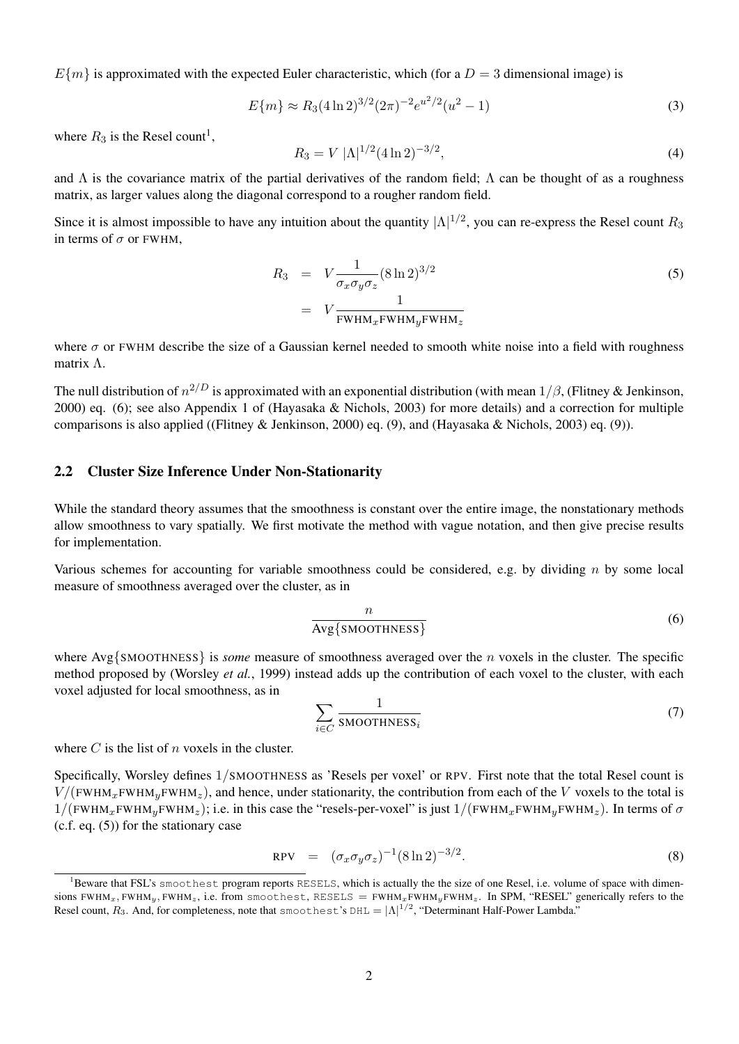$E\{m\}$ is approximated with the expected Euler characteristic, which (for a $D = 3$ dimensional image) is

$$E\{m\} \approx R_3 (4 \ln 2)^{3/2} (2\pi)^{-2} e^{u^2/2} (u^2 - 1) \tag{3}$$

where $R_3$ is the Resel count[1],

$$R_3 = V \; |\Lambda|^{1/2} (4 \ln 2)^{-3/2}, \tag{4}$$

and $\Lambda$ is the covariance matrix of the partial derivatives of the random field; $\Lambda$ can be thought of as a roughness matrix, as larger values along the diagonal correspond to a rougher random field.

Since it is almost impossible to have any intuition about the quantity $|\Lambda|^{1/2}$, you can re-express the Resel count $R_3$ in terms of $\sigma$ or FWHM,

$$\begin{aligned} R_3 &= V \frac{1}{\sigma_x \sigma_y \sigma_z} (8 \ln 2)^{3/2} \\ &= V \frac{1}{\text{FWHM}_x \text{FWHM}_y \text{FWHM}_z} \end{aligned} \tag{5}$$

where $\sigma$ or FWHM describe the size of a Gaussian kernel needed to smooth white noise into a field with roughness matrix $\Lambda$.

The null distribution of $n^{2/D}$ is approximated with an exponential distribution (with mean $1/\beta$, (Flitney & Jenkinson, 2000) eq. (6); see also Appendix 1 of (Hayasaka & Nichols, 2003) for more details) and a correction for multiple comparisons is also applied ((Flitney & Jenkinson, 2000) eq. (9), and (Hayasaka & Nichols, 2003) eq. (9)).

## 2.2 Cluster Size Inference Under Non-Stationarity

While the standard theory assumes that the smoothness is constant over the entire image, the nonstationary methods allow smoothness to vary spatially. We first motivate the method with vague notation, and then give precise results for implementation.

Various schemes for accounting for variable smoothness could be considered, e.g. by dividing $n$ by some local measure of smoothness averaged over the cluster, as in

$$\frac{n}{\text{Avg}\{\text{SMOOTHNESS}\}} \tag{6}$$

where Avg{SMOOTHNESS} is *some* measure of smoothness averaged over the $n$ voxels in the cluster. The specific method proposed by (Worsley *et al.*, 1999) instead adds up the contribution of each voxel to the cluster, with each voxel adjusted for local smoothness, as in

$$\sum_{i \in C} \frac{1}{\text{SMOOTHNESS}_i} \tag{7}$$

where $C$ is the list of $n$ voxels in the cluster.

Specifically, Worsley defines 1/SMOOTHNESS as 'Resels per voxel' or RPV. First note that the total Resel count is $V/(\text{FWHM}_x\text{FWHM}_y\text{FWHM}_z)$, and hence, under stationarity, the contribution from each of the $V$ voxels to the total is $1/(\text{FWHM}_x\text{FWHM}_y\text{FWHM}_z)$; i.e. in this case the "resels-per-voxel" is just $1/(\text{FWHM}_x\text{FWHM}_y\text{FWHM}_z)$. In terms of $\sigma$ (c.f. eq. (5)) for the stationary case

$$\text{RPV} \;\; = \;\; (\sigma_x \sigma_y \sigma_z)^{-1} (8 \ln 2)^{-3/2}. \tag{8}$$

[1]Beware that FSL's `smoothest` program reports `RESELS`, which is actually the the size of one Resel, i.e. volume of space with dimensions $\text{FWHM}_x$, $\text{FWHM}_y$, $\text{FWHM}_z$, i.e. from `smoothest`, `RESELS` $= \text{FWHM}_x\text{FWHM}_y\text{FWHM}_z$. In SPM, "RESEL" generically refers to the Resel count, $R_3$. And, for completeness, note that `smoothest`'s `DHL` $= |\Lambda|^{1/2}$, "Determinant Half-Power Lambda."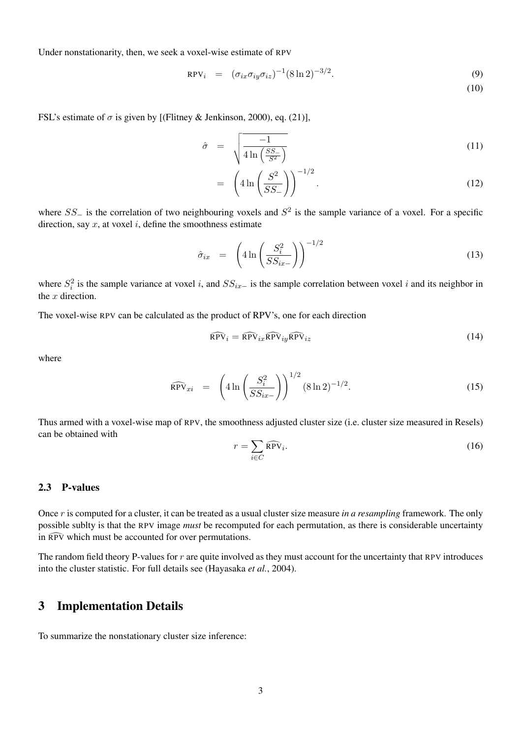Under nonstationarity, then, we seek a voxel-wise estimate of RPV

$$\text{RPV}_i = (\sigma_{ix}\sigma_{iy}\sigma_{iz})^{-1}(8\ln 2)^{-3/2}. \tag{9}$$

$$\tag{10}$$

FSL's estimate of $\sigma$ is given by [(Flitney & Jenkinson, 2000), eq. (21)],

$$\hat{\sigma} = \sqrt{\frac{-1}{4\ln\left(\frac{SS_-}{S^2}\right)}} \tag{11}$$

$$= \left(4\ln\left(\frac{S^2}{SS_-}\right)\right)^{-1/2}. \tag{12}$$

where $SS_-$ is the correlation of two neighbouring voxels and $S^2$ is the sample variance of a voxel. For a specific direction, say $x$, at voxel $i$, define the smoothness estimate

$$\hat{\sigma}_{ix} = \left(4\ln\left(\frac{S_i^2}{SS_{ix-}}\right)\right)^{-1/2} \tag{13}$$

where $S_i^2$ is the sample variance at voxel $i$, and $SS_{ix-}$ is the sample correlation between voxel $i$ and its neighbor in the $x$ direction.

The voxel-wise RPV can be calculated as the product of RPV's, one for each direction

$$\widehat{\text{RPV}}_i = \widehat{\text{RPV}}_{ix}\widehat{\text{RPV}}_{iy}\widehat{\text{RPV}}_{iz} \tag{14}$$

where

$$\widehat{\text{RPV}}_{xi} = \left(4\ln\left(\frac{S_i^2}{SS_{ix-}}\right)\right)^{1/2}(8\ln 2)^{-1/2}. \tag{15}$$

Thus armed with a voxel-wise map of RPV, the smoothness adjusted cluster size (i.e. cluster size measured in Resels) can be obtained with

$$r = \sum_{i\in C}\widehat{\text{RPV}}_i. \tag{16}$$

### 2.3 P-values

Once $r$ is computed for a cluster, it can be treated as a usual cluster size measure *in a resampling* framework. The only possible sublty is that the RPV image *must* be recomputed for each permutation, as there is considerable uncertainty in $\widehat{\text{RPV}}$ which must be accounted for over permutations.

The random field theory P-values for $r$ are quite involved as they must account for the uncertainty that RPV introduces into the cluster statistic. For full details see (Hayasaka *et al.*, 2004).

## 3 Implementation Details

To summarize the nonstationary cluster size inference: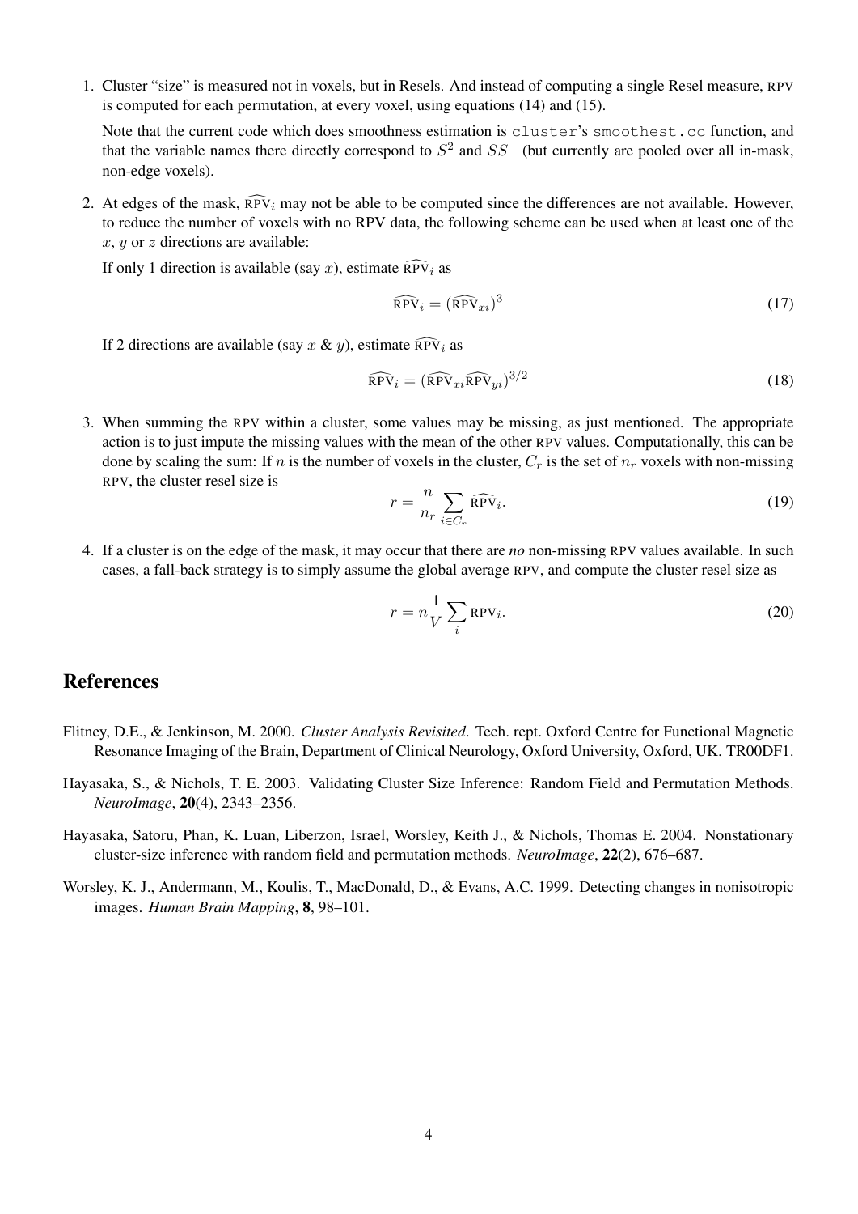1. Cluster "size" is measured not in voxels, but in Resels. And instead of computing a single Resel measure, RPV is computed for each permutation, at every voxel, using equations (14) and (15).

   Note that the current code which does smoothness estimation is `cluster`'s `smoothest.cc` function, and that the variable names there directly correspond to $S^2$ and $SS_-$ (but currently are pooled over all in-mask, non-edge voxels).

2. At edges of the mask, $\widehat{\text{RPV}}_i$ may not be able to be computed since the differences are not available. However, to reduce the number of voxels with no RPV data, the following scheme can be used when at least one of the $x$, $y$ or $z$ directions are available:

   If only 1 direction is available (say $x$), estimate $\widehat{\text{RPV}}_i$ as

   $$\widehat{\text{RPV}}_i = (\widehat{\text{RPV}}_{xi})^3 \tag{17}$$

   If 2 directions are available (say $x$ & $y$), estimate $\widehat{\text{RPV}}_i$ as

   $$\widehat{\text{RPV}}_i = \left(\widehat{\text{RPV}}_{xi}\widehat{\text{RPV}}_{yi}\right)^{3/2} \tag{18}$$

3. When summing the RPV within a cluster, some values may be missing, as just mentioned. The appropriate action is to just impute the missing values with the mean of the other RPV values. Computationally, this can be done by scaling the sum: If $n$ is the number of voxels in the cluster, $C_r$ is the set of $n_r$ voxels with non-missing RPV, the cluster resel size is

   $$r = \frac{n}{n_r} \sum_{i \in C_r} \widehat{\text{RPV}}_i. \tag{19}$$

4. If a cluster is on the edge of the mask, it may occur that there are *no* non-missing RPV values available. In such cases, a fall-back strategy is to simply assume the global average RPV, and compute the cluster resel size as

   $$r = n \frac{1}{V} \sum_i \text{RPV}_i. \tag{20}$$

## References

Flitney, D.E., & Jenkinson, M. 2000. *Cluster Analysis Revisited*. Tech. rept. Oxford Centre for Functional Magnetic Resonance Imaging of the Brain, Department of Clinical Neurology, Oxford University, Oxford, UK. TR00DF1.

Hayasaka, S., & Nichols, T. E. 2003. Validating Cluster Size Inference: Random Field and Permutation Methods. *NeuroImage*, **20**(4), 2343–2356.

Hayasaka, Satoru, Phan, K. Luan, Liberzon, Israel, Worsley, Keith J., & Nichols, Thomas E. 2004. Nonstationary cluster-size inference with random field and permutation methods. *NeuroImage*, **22**(2), 676–687.

Worsley, K. J., Andermann, M., Koulis, T., MacDonald, D., & Evans, A.C. 1999. Detecting changes in nonisotropic images. *Human Brain Mapping*, **8**, 98–101.